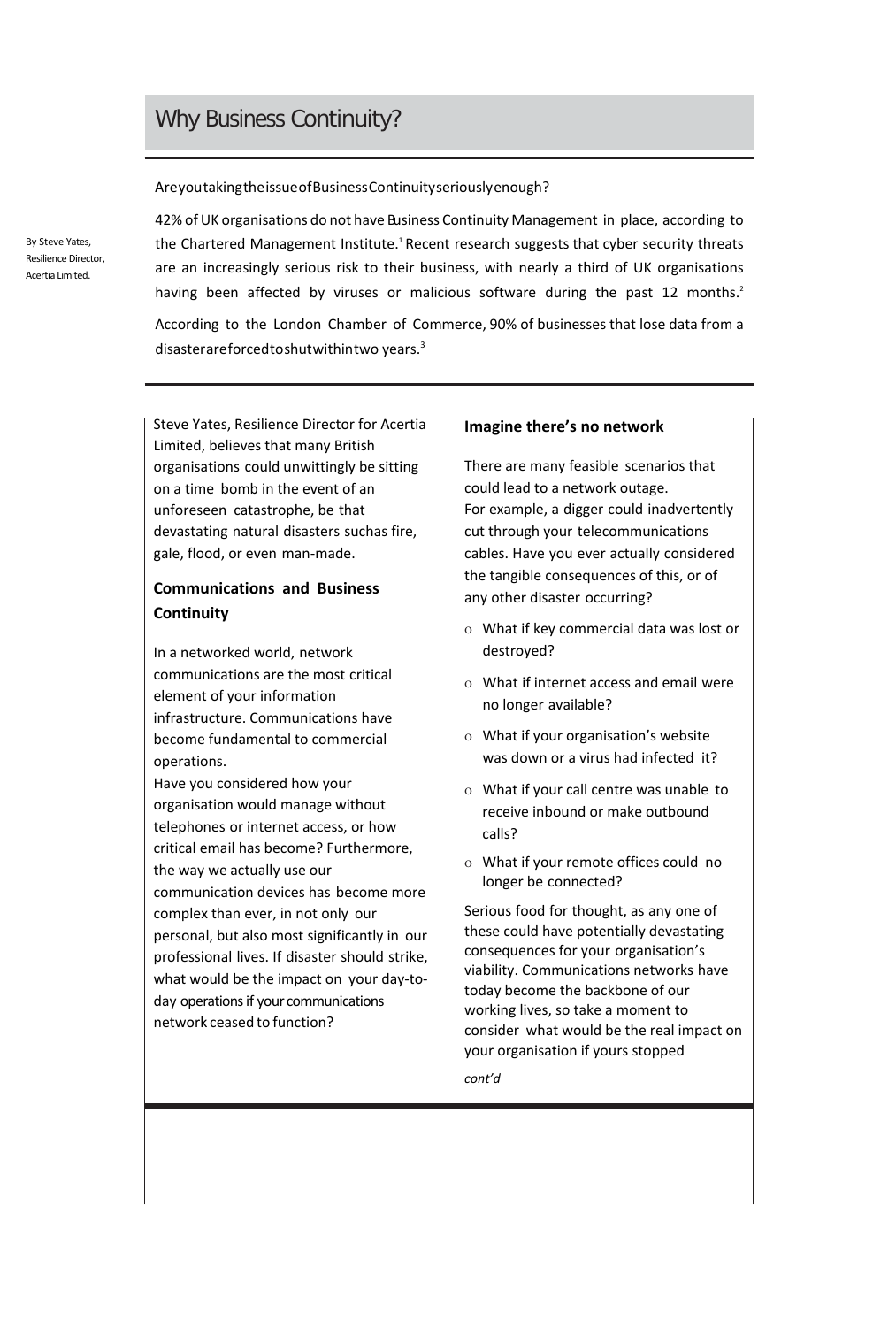# Why Business Continuity?

Are you taking the issue of Business Continuity seriously enough?

By Steve Yates, Resilience Director, Acertia Limited.

42% of UK organisations do not have Business Continuity Management in place, according to the Chartered Management Institute.[1] Recent research suggests that cyber security threats are an increasingly serious risk to their business, with nearly a third of UK organisations having been affected by viruses or malicious software during the past 12 months.[2]

According to the London Chamber of Commerce, 90% of businesses that lose data from a disaster are forced to shut within two years.[3]

Steve Yates, Resilience Director for Acertia Limited, believes that many British organisations could unwittingly be sitting on a time bomb in the event of an unforeseen catastrophe, be that devastating natural disasters suchas fire, gale, flood, or even man-made.

## Communications and Business Continuity

In a networked world, network communications are the most critical element of your information infrastructure. Communications have become fundamental to commercial operations.

Have you considered how your organisation would manage without telephones or internet access, or how critical email has become? Furthermore, the way we actually use our communication devices has become more complex than ever, in not only our personal, but also most significantly in our professional lives. If disaster should strike, what would be the impact on your day-to-day operations if your communications network ceased to function?

## Imagine there's no network

There are many feasible scenarios that could lead to a network outage.
For example, a digger could inadvertently cut through your telecommunications cables. Have you ever actually considered the tangible consequences of this, or of any other disaster occurring?

- What if key commercial data was lost or destroyed?
- What if internet access and email were no longer available?
- What if your organisation's website was down or a virus had infected it?
- What if your call centre was unable to receive inbound or make outbound calls?
- What if your remote offices could no longer be connected?

Serious food for thought, as any one of these could have potentially devastating consequences for your organisation's viability. Communications networks have today become the backbone of our working lives, so take a moment to consider what would be the real impact on your organisation if yours stopped

*cont'd*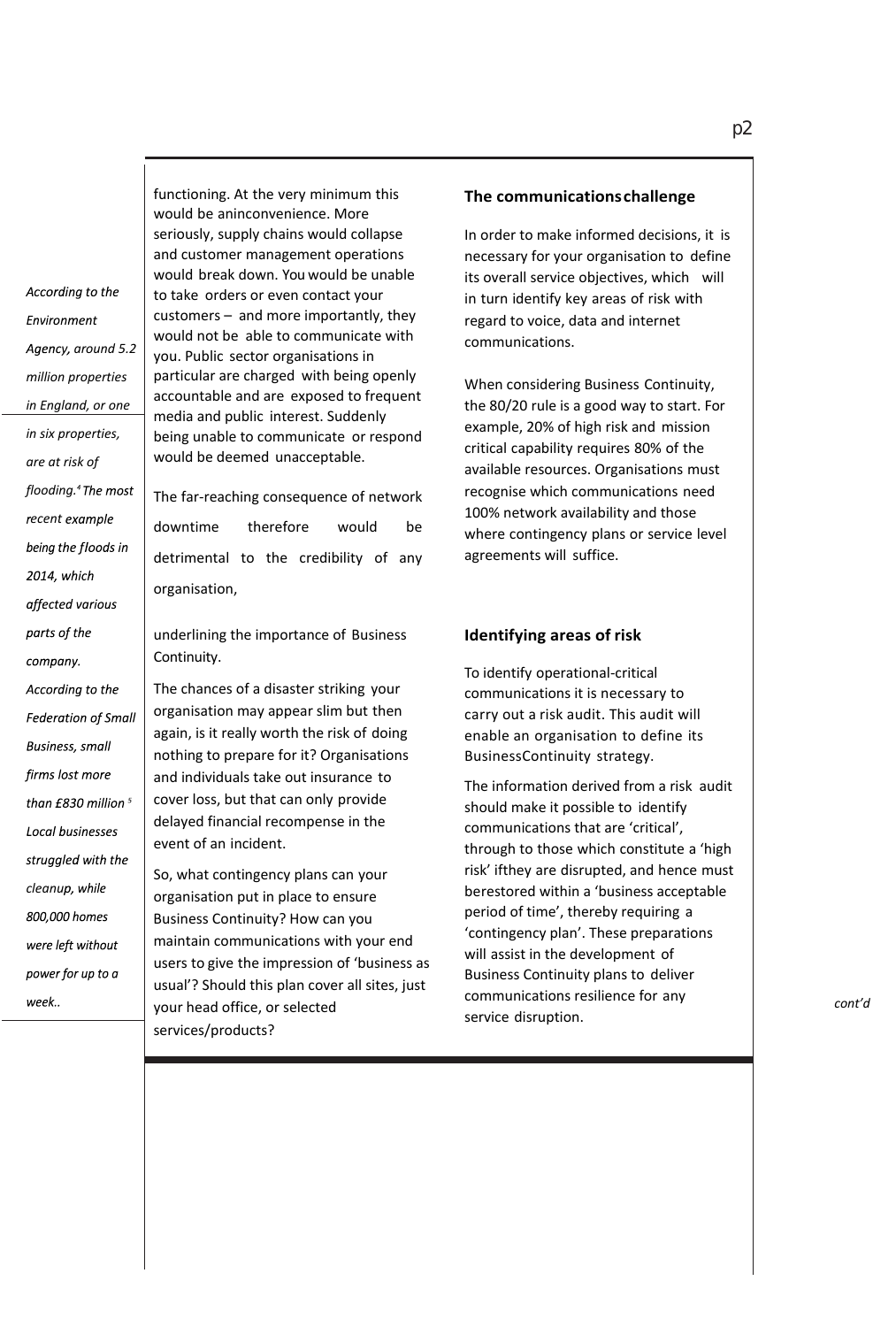functioning. At the very minimum this would be aninconvenience. More seriously, supply chains would collapse and customer management operations would break down. You would be unable to take orders or even contact your customers – and more importantly, they would not be able to communicate with you. Public sector organisations in particular are charged with being openly accountable and are exposed to frequent media and public interest. Suddenly being unable to communicate or respond would be deemed unacceptable.

The far-reaching consequence of network downtime therefore would be detrimental to the credibility of any organisation,

underlining the importance of Business Continuity.

The chances of a disaster striking your organisation may appear slim but then again, is it really worth the risk of doing nothing to prepare for it? Organisations and individuals take out insurance to cover loss, but that can only provide delayed financial recompense in the event of an incident.

So, what contingency plans can your organisation put in place to ensure Business Continuity? How can you maintain communications with your end users to give the impression of 'business as usual'? Should this plan cover all sites, just your head office, or selected services/products?

*According to the Environment Agency, around 5.2 million properties in England, or one in six properties, are at risk of flooding.[4] The most recent example being the floods in 2014, which affected various parts of the company. According to the Federation of Small Business, small firms lost more than £830 million [5] Local businesses struggled with the cleanup, while 800,000 homes were left without power for up to a week..*

## The communications challenge

In order to make informed decisions, it is necessary for your organisation to define its overall service objectives, which will in turn identify key areas of risk with regard to voice, data and internet communications.

When considering Business Continuity, the 80/20 rule is a good way to start. For example, 20% of high risk and mission critical capability requires 80% of the available resources. Organisations must recognise which communications need 100% network availability and those where contingency plans or service level agreements will suffice.

## Identifying areas of risk

To identify operational-critical communications it is necessary to carry out a risk audit. This audit will enable an organisation to define its BusinessContinuity strategy.

The information derived from a risk audit should make it possible to identify communications that are 'critical', through to those which constitute a 'high risk' ifthey are disrupted, and hence must berestored within a 'business acceptable period of time', thereby requiring a 'contingency plan'. These preparations will assist in the development of Business Continuity plans to deliver communications resilience for any service disruption.

*cont'd*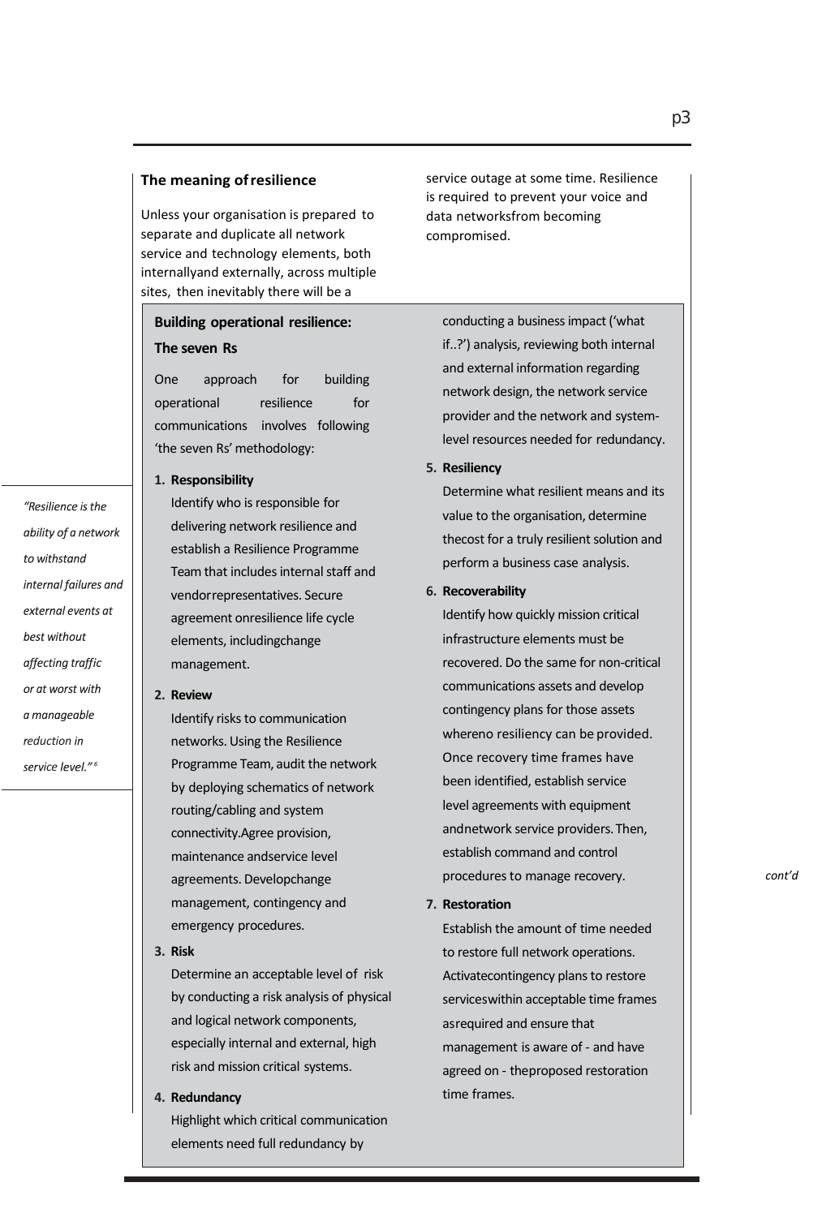## The meaning of resilience

Unless your organisation is prepared to separate and duplicate all network service and technology elements, both internally and externally, across multiple sites, then inevitably there will be a service outage at some time. Resilience is required to prevent your voice and data networks from becoming compromised.

*"Resilience is the ability of a network to withstand internal failures and external events at best without affecting traffic or at worst with a manageable reduction in service level."*[6]

### Building operational resilience: The seven Rs

One approach for building operational resilience for communications involves following 'the seven Rs' methodology:

1. **Responsibility**
   Identify who is responsible for delivering network resilience and establish a Resilience Programme Team that includes internal staff and vendor representatives. Secure agreement on resilience life cycle elements, including change management.

2. **Review**
   Identify risks to communication networks. Using the Resilience Programme Team, audit the network by deploying schematics of network routing/cabling and system connectivity. Agree provision, maintenance and service level agreements. Develop change management, contingency and emergency procedures.

3. **Risk**
   Determine an acceptable level of risk by conducting a risk analysis of physical and logical network components, especially internal and external, high risk and mission critical systems.

4. **Redundancy**
   Highlight which critical communication elements need full redundancy by conducting a business impact ('what if..?') analysis, reviewing both internal and external information regarding network design, the network service provider and the network and system-level resources needed for redundancy.

5. **Resiliency**
   Determine what resilient means and its value to the organisation, determine the cost for a truly resilient solution and perform a business case analysis.

6. **Recoverability**
   Identify how quickly mission critical infrastructure elements must be recovered. Do the same for non-critical communications assets and develop contingency plans for those assets where no resiliency can be provided. Once recovery time frames have been identified, establish service level agreements with equipment and network service providers. Then, establish command and control procedures to manage recovery.

7. **Restoration**
   Establish the amount of time needed to restore full network operations. Activate contingency plans to restore services within acceptable time frames as required and ensure that management is aware of - and have agreed on - the proposed restoration time frames.

*cont'd*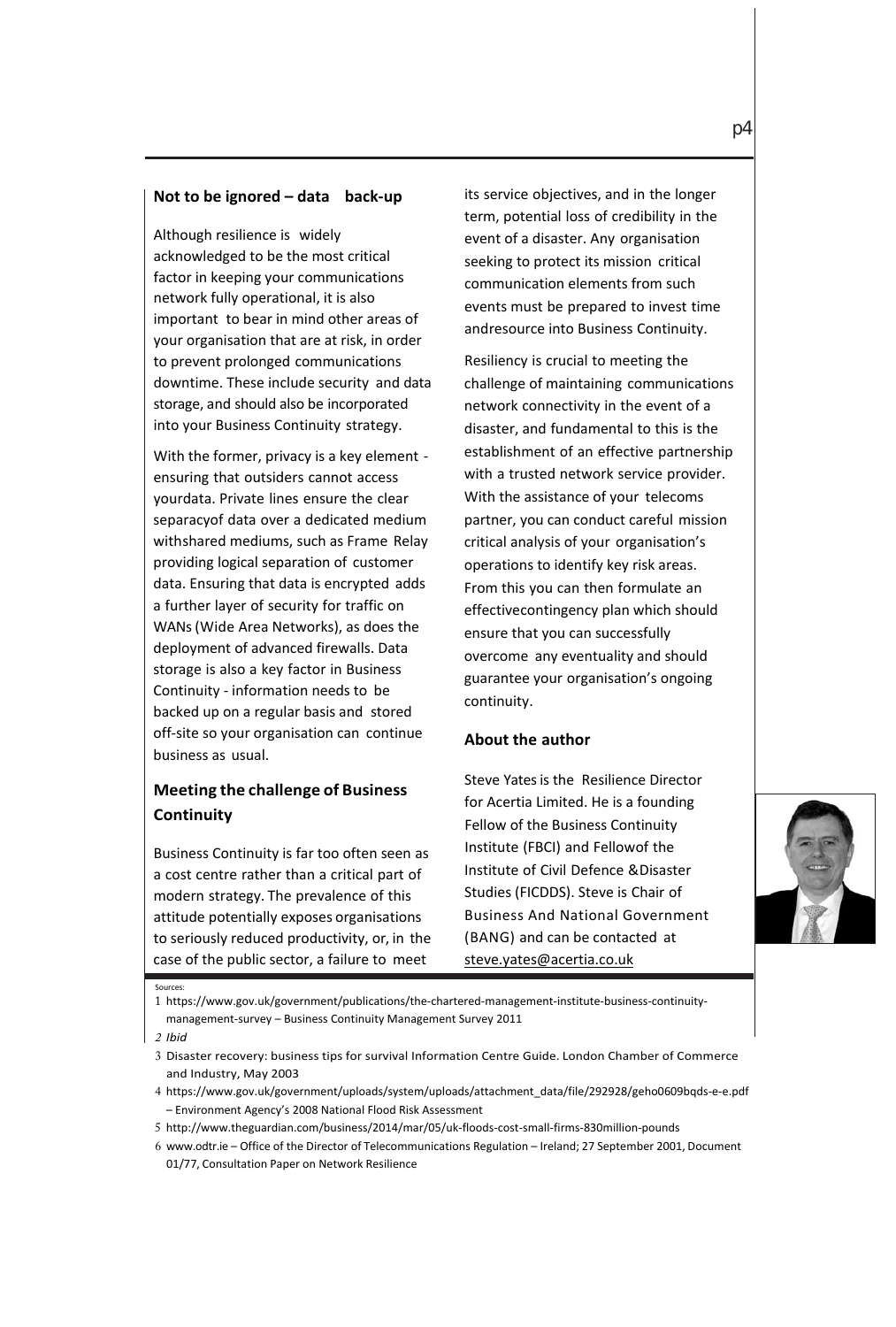### Not to be ignored – data back-up

Although resilience is widely acknowledged to be the most critical factor in keeping your communications network fully operational, it is also important to bear in mind other areas of your organisation that are at risk, in order to prevent prolonged communications downtime. These include security and data storage, and should also be incorporated into your Business Continuity strategy.

With the former, privacy is a key element - ensuring that outsiders cannot access yourdata. Private lines ensure the clear separacyof data over a dedicated medium withshared mediums, such as Frame Relay providing logical separation of customer data. Ensuring that data is encrypted adds a further layer of security for traffic on WANs (Wide Area Networks), as does the deployment of advanced firewalls. Data storage is also a key factor in Business Continuity - information needs to be backed up on a regular basis and stored off-site so your organisation can continue business as usual.

### Meeting the challenge of Business Continuity

Business Continuity is far too often seen as a cost centre rather than a critical part of modern strategy. The prevalence of this attitude potentially exposes organisations to seriously reduced productivity, or, in the case of the public sector, a failure to meet its service objectives, and in the longer term, potential loss of credibility in the event of a disaster. Any organisation seeking to protect its mission critical communication elements from such events must be prepared to invest time andresource into Business Continuity.

Resiliency is crucial to meeting the challenge of maintaining communications network connectivity in the event of a disaster, and fundamental to this is the establishment of an effective partnership with a trusted network service provider. With the assistance of your telecoms partner, you can conduct careful mission critical analysis of your organisation's operations to identify key risk areas. From this you can then formulate an effectivecontingency plan which should ensure that you can successfully overcome any eventuality and should guarantee your organisation's ongoing continuity.

### About the author

Steve Yates is the Resilience Director for Acertia Limited. He is a founding Fellow of the Business Continuity Institute (FBCI) and Fellowof the Institute of Civil Defence &Disaster Studies (FICDDS). Steve is Chair of Business And National Government (BANG) and can be contacted at steve.yates@acertia.co.uk

Sources:

1 https://www.gov.uk/government/publications/the-chartered-management-institute-business-continuity-management-survey – Business Continuity Management Survey 2011

2 *Ibid*

3 Disaster recovery: business tips for survival Information Centre Guide. London Chamber of Commerce and Industry, May 2003

4 https://www.gov.uk/government/uploads/system/uploads/attachment_data/file/292928/geho0609bqds-e-e.pdf – Environment Agency's 2008 National Flood Risk Assessment

5 http://www.theguardian.com/business/2014/mar/05/uk-floods-cost-small-firms-830million-pounds

6 www.odtr.ie – Office of the Director of Telecommunications Regulation – Ireland; 27 September 2001, Document 01/77, Consultation Paper on Network Resilience